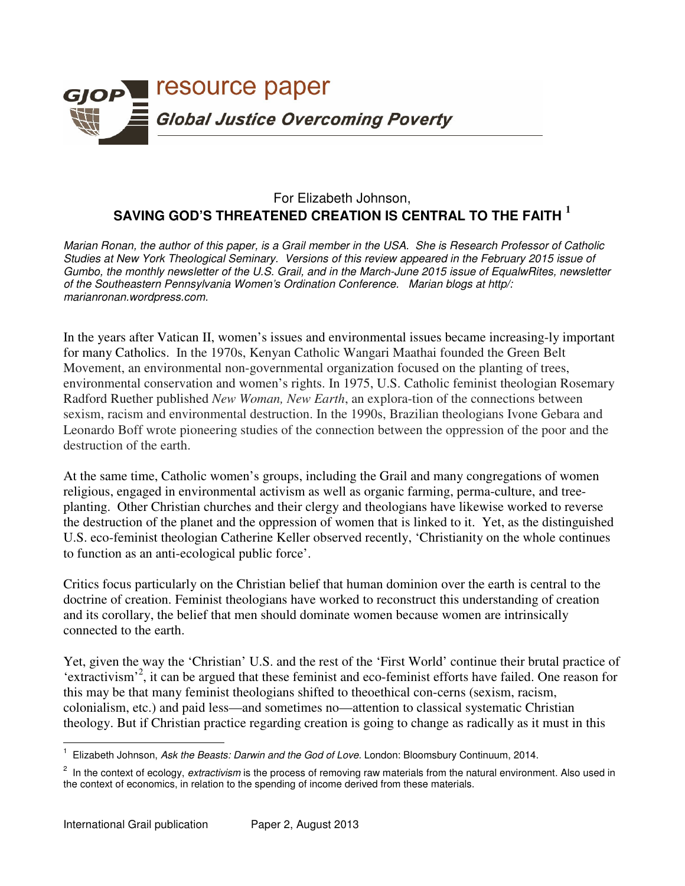# resource paper

***Global Justice Overcoming Poverty***

## For Elizabeth Johnson,
## SAVING GOD'S THREATENED CREATION IS CENTRAL TO THE FAITH [1]

*Marian Ronan, the author of this paper, is a Grail member in the USA. She is Research Professor of Catholic Studies at New York Theological Seminary. Versions of this review appeared in the February 2015 issue of Gumbo, the monthly newsletter of the U.S. Grail, and in the March-June 2015 issue of EqualwRites, newsletter of the Southeastern Pennsylvania Women's Ordination Conference. Marian blogs at http/: marianronan.wordpress.com.*

In the years after Vatican II, women's issues and environmental issues became increasing-ly important for many Catholics. In the 1970s, Kenyan Catholic Wangari Maathai founded the Green Belt Movement, an environmental non-governmental organization focused on the planting of trees, environmental conservation and women's rights. In 1975, U.S. Catholic feminist theologian Rosemary Radford Ruether published *New Woman, New Earth*, an explora-tion of the connections between sexism, racism and environmental destruction. In the 1990s, Brazilian theologians Ivone Gebara and Leonardo Boff wrote pioneering studies of the connection between the oppression of the poor and the destruction of the earth.

At the same time, Catholic women's groups, including the Grail and many congregations of women religious, engaged in environmental activism as well as organic farming, perma-culture, and tree-planting. Other Christian churches and their clergy and theologians have likewise worked to reverse the destruction of the planet and the oppression of women that is linked to it. Yet, as the distinguished U.S. eco-feminist theologian Catherine Keller observed recently, 'Christianity on the whole continues to function as an anti-ecological public force'.

Critics focus particularly on the Christian belief that human dominion over the earth is central to the doctrine of creation. Feminist theologians have worked to reconstruct this understanding of creation and its corollary, the belief that men should dominate women because women are intrinsically connected to the earth.

Yet, given the way the 'Christian' U.S. and the rest of the 'First World' continue their brutal practice of 'extractivism'[2], it can be argued that these feminist and eco-feminist efforts have failed. One reason for this may be that many feminist theologians shifted to theoethical con-cerns (sexism, racism, colonialism, etc.) and paid less—and sometimes no—attention to classical systematic Christian theology. But if Christian practice regarding creation is going to change as radically as it must in this

---

[1] Elizabeth Johnson, *Ask the Beasts: Darwin and the God of Love.* London: Bloomsbury Continuum, 2014.

[2] In the context of ecology, *extractivism* is the process of removing raw materials from the natural environment. Also used in the context of economics, in relation to the spending of income derived from these materials.

International Grail publication Paper 2, August 2013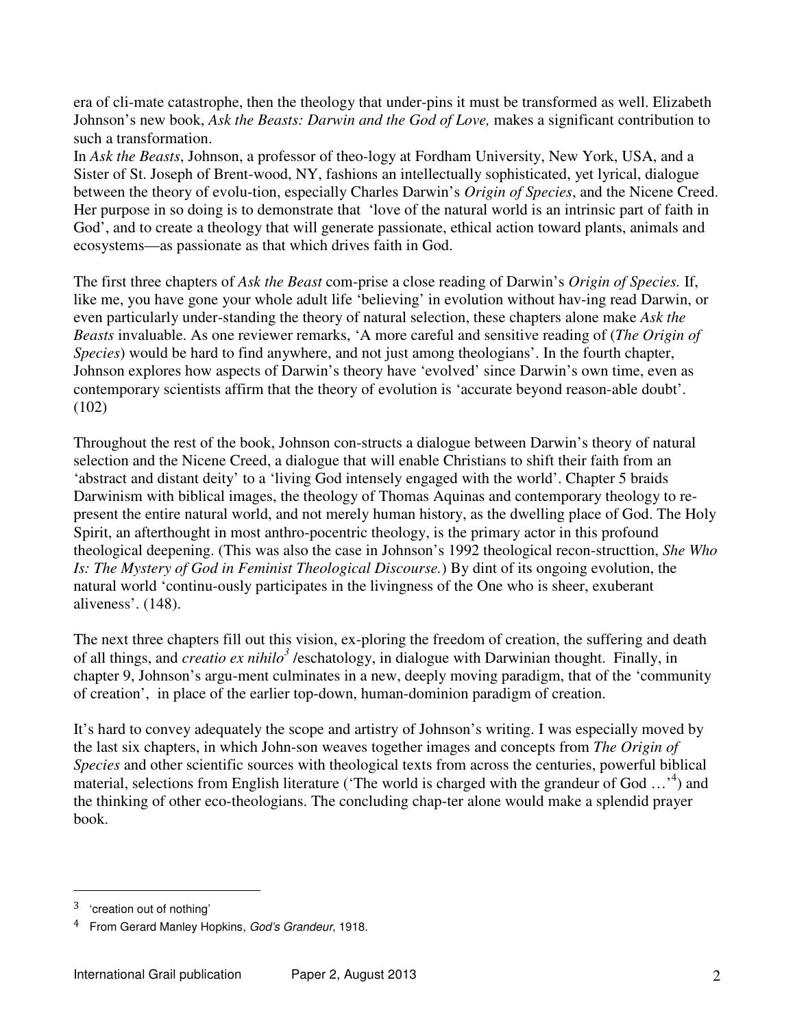era of cli-mate catastrophe, then the theology that under-pins it must be transformed as well. Elizabeth Johnson's new book, *Ask the Beasts: Darwin and the God of Love,* makes a significant contribution to such a transformation.

In *Ask the Beasts*, Johnson, a professor of theo-logy at Fordham University, New York, USA, and a Sister of St. Joseph of Brent-wood, NY, fashions an intellectually sophisticated, yet lyrical, dialogue between the theory of evolu-tion, especially Charles Darwin's *Origin of Species*, and the Nicene Creed. Her purpose in so doing is to demonstrate that 'love of the natural world is an intrinsic part of faith in God', and to create a theology that will generate passionate, ethical action toward plants, animals and ecosystems—as passionate as that which drives faith in God.

The first three chapters of *Ask the Beast* com-prise a close reading of Darwin's *Origin of Species.* If, like me, you have gone your whole adult life 'believing' in evolution without hav-ing read Darwin, or even particularly under-standing the theory of natural selection, these chapters alone make *Ask the Beasts* invaluable. As one reviewer remarks, 'A more careful and sensitive reading of (*The Origin of Species*) would be hard to find anywhere, and not just among theologians'. In the fourth chapter, Johnson explores how aspects of Darwin's theory have 'evolved' since Darwin's own time, even as contemporary scientists affirm that the theory of evolution is 'accurate beyond reason-able doubt'. (102)

Throughout the rest of the book, Johnson con-structs a dialogue between Darwin's theory of natural selection and the Nicene Creed, a dialogue that will enable Christians to shift their faith from an 'abstract and distant deity' to a 'living God intensely engaged with the world'. Chapter 5 braids Darwinism with biblical images, the theology of Thomas Aquinas and contemporary theology to re-present the entire natural world, and not merely human history, as the dwelling place of God. The Holy Spirit, an afterthought in most anthro-pocentric theology, is the primary actor in this profound theological deepening. (This was also the case in Johnson's 1992 theological recon-structtion, *She Who Is: The Mystery of God in Feminist Theological Discourse.*) By dint of its ongoing evolution, the natural world 'continu-ously participates in the livingness of the One who is sheer, exuberant aliveness'. (148).

The next three chapters fill out this vision, ex-ploring the freedom of creation, the suffering and death of all things, and *creatio ex nihilo*[3] /eschatology, in dialogue with Darwinian thought. Finally, in chapter 9, Johnson's argu-ment culminates in a new, deeply moving paradigm, that of the 'community of creation', in place of the earlier top-down, human-dominion paradigm of creation.

It's hard to convey adequately the scope and artistry of Johnson's writing. I was especially moved by the last six chapters, in which John-son weaves together images and concepts from *The Origin of Species* and other scientific sources with theological texts from across the centuries, powerful biblical material, selections from English literature ('The world is charged with the grandeur of God …'[4]) and the thinking of other eco-theologians. The concluding chap-ter alone would make a splendid prayer book.

---

[3] 'creation out of nothing'

[4] From Gerard Manley Hopkins, *God's Grandeur*, 1918.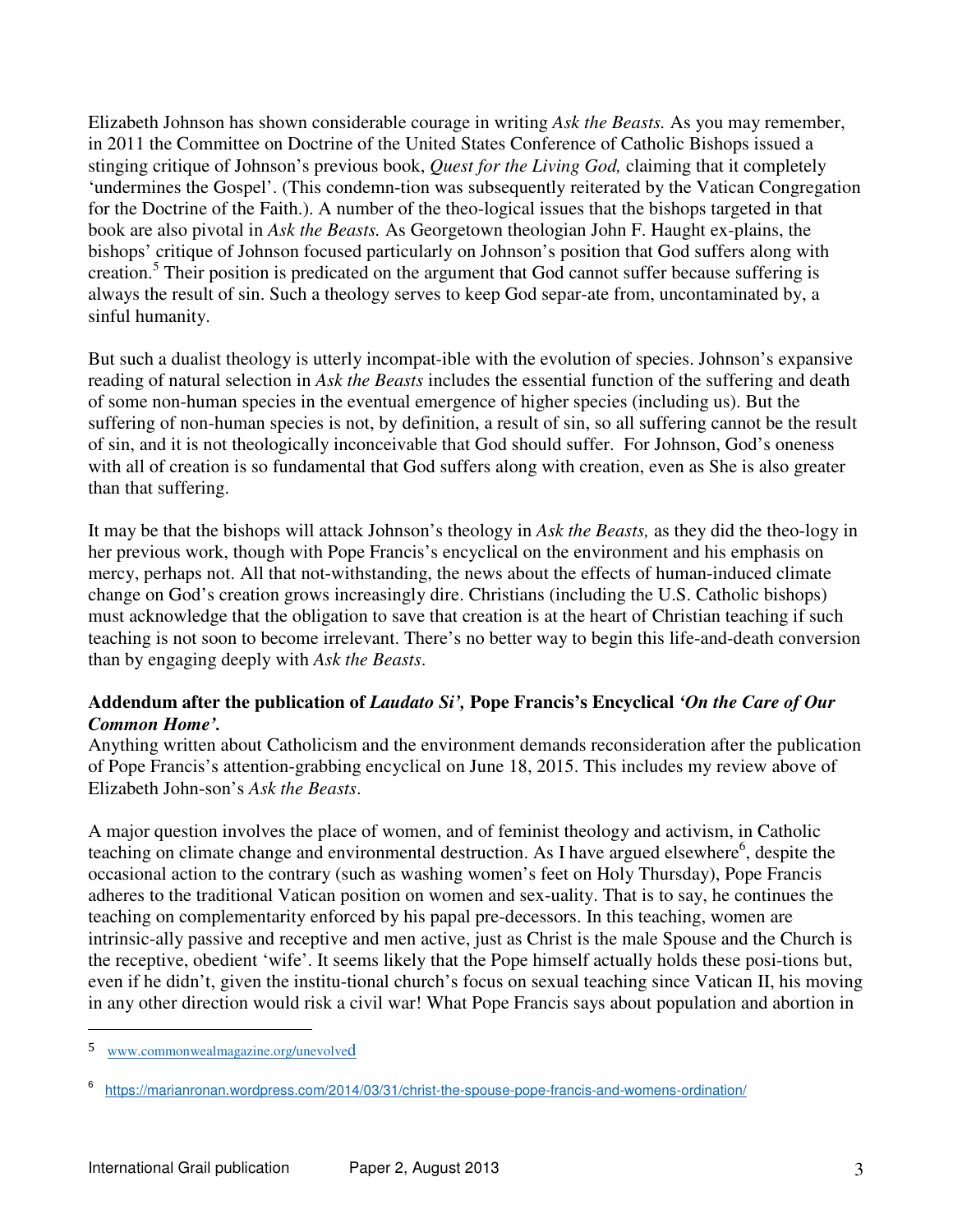Elizabeth Johnson has shown considerable courage in writing *Ask the Beasts.* As you may remember, in 2011 the Committee on Doctrine of the United States Conference of Catholic Bishops issued a stinging critique of Johnson's previous book, *Quest for the Living God,* claiming that it completely 'undermines the Gospel'. (This condemn-tion was subsequently reiterated by the Vatican Congregation for the Doctrine of the Faith.). A number of the theo-logical issues that the bishops targeted in that book are also pivotal in *Ask the Beasts.* As Georgetown theologian John F. Haught ex-plains, the bishops' critique of Johnson focused particularly on Johnson's position that God suffers along with creation.[5] Their position is predicated on the argument that God cannot suffer because suffering is always the result of sin. Such a theology serves to keep God separ-ate from, uncontaminated by, a sinful humanity.

But such a dualist theology is utterly incompat-ible with the evolution of species. Johnson's expansive reading of natural selection in *Ask the Beasts* includes the essential function of the suffering and death of some non-human species in the eventual emergence of higher species (including us). But the suffering of non-human species is not, by definition, a result of sin, so all suffering cannot be the result of sin, and it is not theologically inconceivable that God should suffer. For Johnson, God's oneness with all of creation is so fundamental that God suffers along with creation, even as She is also greater than that suffering.

It may be that the bishops will attack Johnson's theology in *Ask the Beasts,* as they did the theo-logy in her previous work, though with Pope Francis's encyclical on the environment and his emphasis on mercy, perhaps not. All that not-withstanding, the news about the effects of human-induced climate change on God's creation grows increasingly dire. Christians (including the U.S. Catholic bishops) must acknowledge that the obligation to save that creation is at the heart of Christian teaching if such teaching is not soon to become irrelevant. There's no better way to begin this life-and-death conversion than by engaging deeply with *Ask the Beasts*.

**Addendum after the publication of *Laudato Si',* Pope Francis's Encyclical *'On the Care of Our Common Home'.***

Anything written about Catholicism and the environment demands reconsideration after the publication of Pope Francis's attention-grabbing encyclical on June 18, 2015. This includes my review above of Elizabeth John-son's *Ask the Beasts*.

A major question involves the place of women, and of feminist theology and activism, in Catholic teaching on climate change and environmental destruction. As I have argued elsewhere[6], despite the occasional action to the contrary (such as washing women's feet on Holy Thursday), Pope Francis adheres to the traditional Vatican position on women and sex-uality. That is to say, he continues the teaching on complementarity enforced by his papal pre-decessors. In this teaching, women are intrinsic-ally passive and receptive and men active, just as Christ is the male Spouse and the Church is the receptive, obedient 'wife'. It seems likely that the Pope himself actually holds these posi-tions but, even if he didn't, given the institu-tional church's focus on sexual teaching since Vatican II, his moving in any other direction would risk a civil war! What Pope Francis says about population and abortion in

---

[5] www.commonwealmagazine.org/unevolved

[6] https://marianronan.wordpress.com/2014/03/31/christ-the-spouse-pope-francis-and-womens-ordination/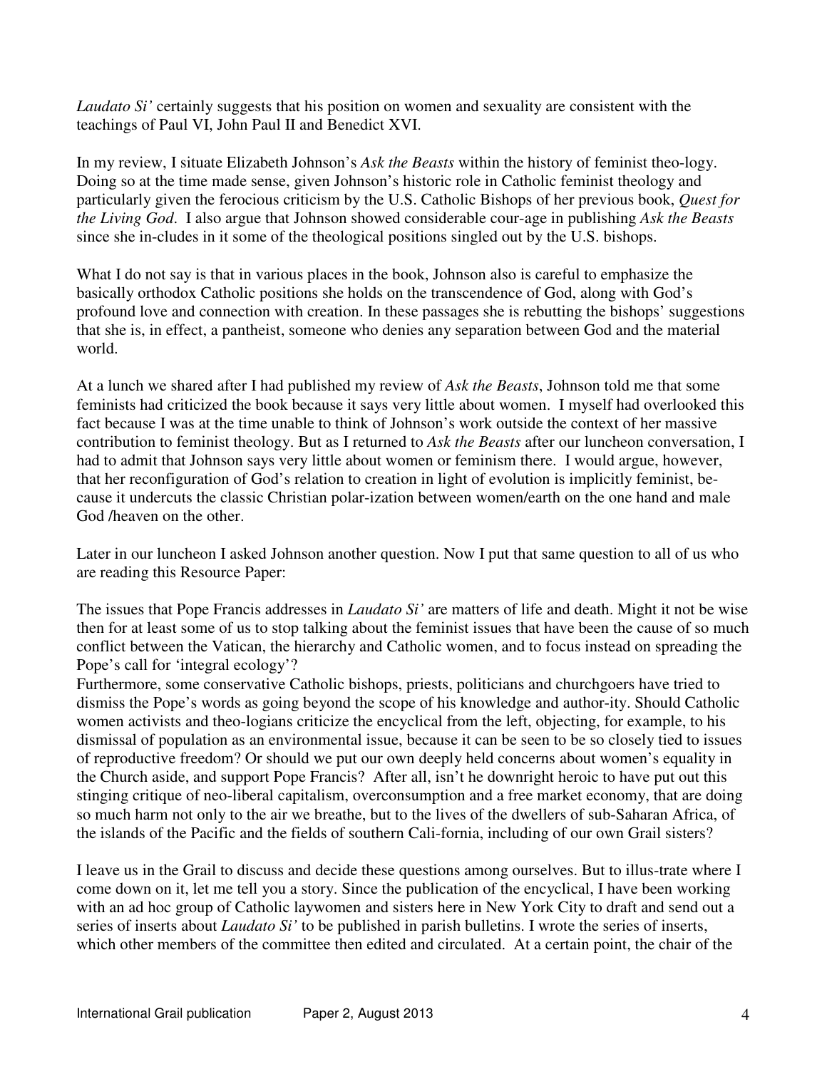*Laudato Si'* certainly suggests that his position on women and sexuality are consistent with the teachings of Paul VI, John Paul II and Benedict XVI.

In my review, I situate Elizabeth Johnson's *Ask the Beasts* within the history of feminist theo-logy. Doing so at the time made sense, given Johnson's historic role in Catholic feminist theology and particularly given the ferocious criticism by the U.S. Catholic Bishops of her previous book, *Quest for the Living God*. I also argue that Johnson showed considerable cour-age in publishing *Ask the Beasts* since she in-cludes in it some of the theological positions singled out by the U.S. bishops.

What I do not say is that in various places in the book, Johnson also is careful to emphasize the basically orthodox Catholic positions she holds on the transcendence of God, along with God's profound love and connection with creation. In these passages she is rebutting the bishops' suggestions that she is, in effect, a pantheist, someone who denies any separation between God and the material world.

At a lunch we shared after I had published my review of *Ask the Beasts*, Johnson told me that some feminists had criticized the book because it says very little about women. I myself had overlooked this fact because I was at the time unable to think of Johnson's work outside the context of her massive contribution to feminist theology. But as I returned to *Ask the Beasts* after our luncheon conversation, I had to admit that Johnson says very little about women or feminism there. I would argue, however, that her reconfiguration of God's relation to creation in light of evolution is implicitly feminist, be-cause it undercuts the classic Christian polar-ization between women/earth on the one hand and male God /heaven on the other.

Later in our luncheon I asked Johnson another question. Now I put that same question to all of us who are reading this Resource Paper:

The issues that Pope Francis addresses in *Laudato Si'* are matters of life and death. Might it not be wise then for at least some of us to stop talking about the feminist issues that have been the cause of so much conflict between the Vatican, the hierarchy and Catholic women, and to focus instead on spreading the Pope's call for 'integral ecology'?
Furthermore, some conservative Catholic bishops, priests, politicians and churchgoers have tried to dismiss the Pope's words as going beyond the scope of his knowledge and author-ity. Should Catholic women activists and theo-logians criticize the encyclical from the left, objecting, for example, to his dismissal of population as an environmental issue, because it can be seen to be so closely tied to issues of reproductive freedom? Or should we put our own deeply held concerns about women's equality in the Church aside, and support Pope Francis? After all, isn't he downright heroic to have put out this stinging critique of neo-liberal capitalism, overconsumption and a free market economy, that are doing so much harm not only to the air we breathe, but to the lives of the dwellers of sub-Saharan Africa, of the islands of the Pacific and the fields of southern Cali-fornia, including of our own Grail sisters?

I leave us in the Grail to discuss and decide these questions among ourselves. But to illus-trate where I come down on it, let me tell you a story. Since the publication of the encyclical, I have been working with an ad hoc group of Catholic laywomen and sisters here in New York City to draft and send out a series of inserts about *Laudato Si'* to be published in parish bulletins. I wrote the series of inserts, which other members of the committee then edited and circulated. At a certain point, the chair of the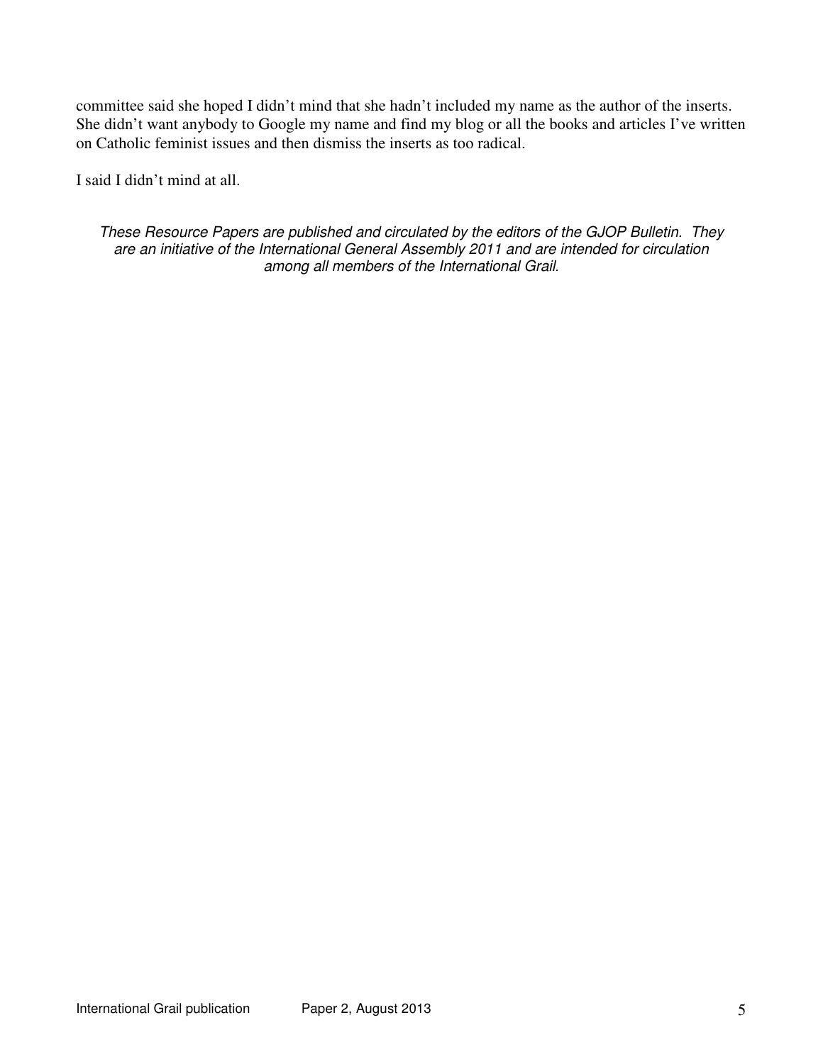committee said she hoped I didn't mind that she hadn't included my name as the author of the inserts. She didn't want anybody to Google my name and find my blog or all the books and articles I've written on Catholic feminist issues and then dismiss the inserts as too radical.

I said I didn't mind at all.

*These Resource Papers are published and circulated by the editors of the GJOP Bulletin. They are an initiative of the International General Assembly 2011 and are intended for circulation among all members of the International Grail.*